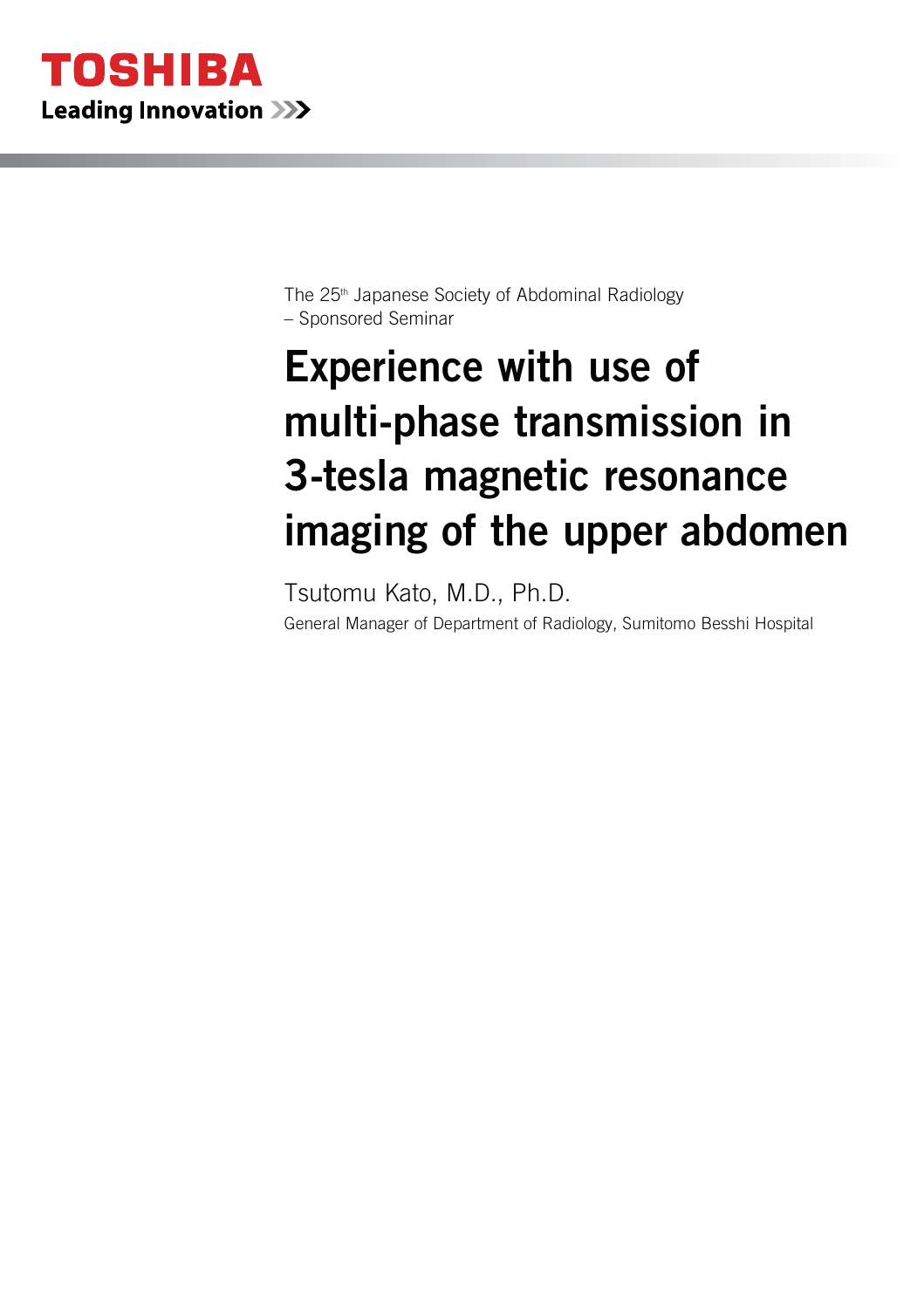**TOSHIBA**
**Leading Innovation >>>**

The 25th Japanese Society of Abdominal Radiology
– Sponsored Seminar

# Experience with use of multi-phase transmission in 3-tesla magnetic resonance imaging of the upper abdomen

Tsutomu Kato, M.D., Ph.D.

General Manager of Department of Radiology, Sumitomo Besshi Hospital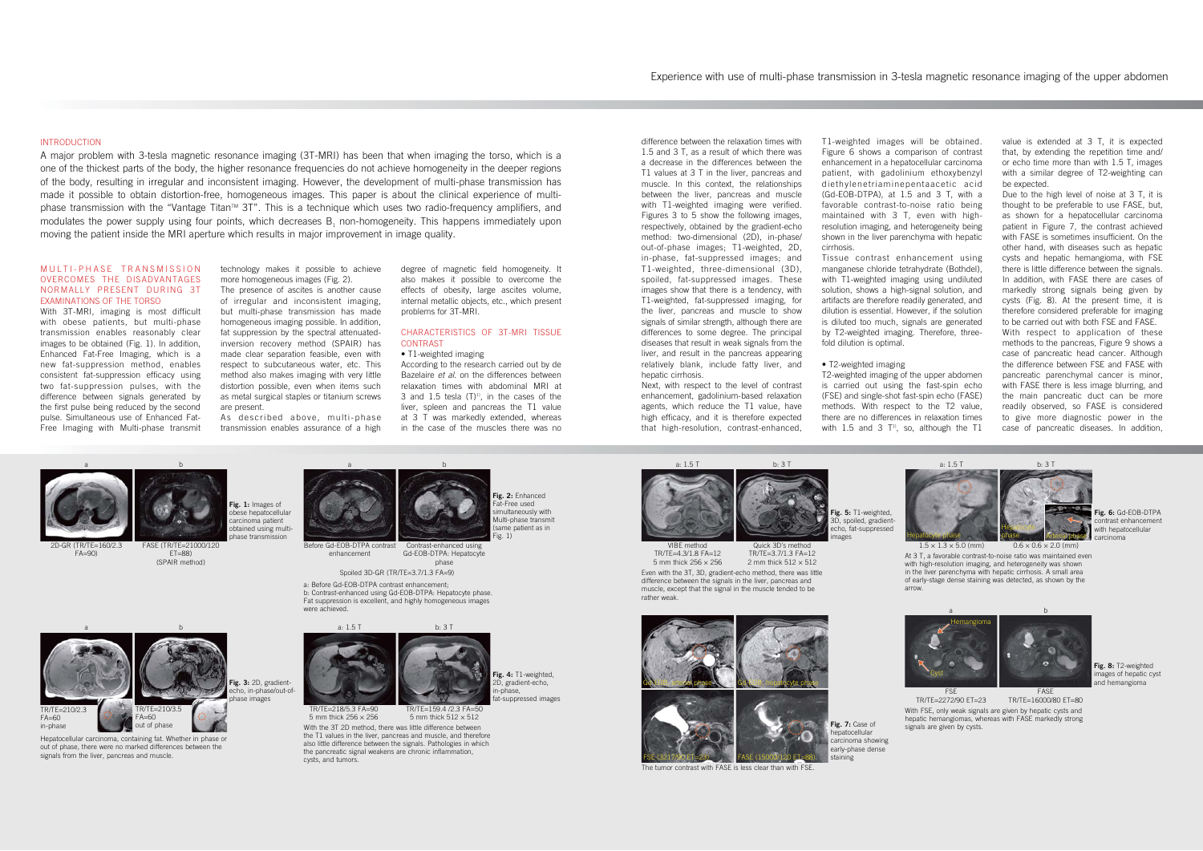## INTRODUCTION

A major problem with 3-tesla magnetic resonance imaging (3T-MRI) has been that when imaging the torso, which is a one of the thickest parts of the body, the higher resonance frequencies do not achieve homogeneity in the deeper regions of the body, resulting in irregular and inconsistent imaging. However, the development of multi-phase transmission has made it possible to obtain distortion-free, homogeneous images. This paper is about the clinical experience of multi-phase transmission with the "Vantage Titan™ 3T". This is a technique which uses two radio-frequency amplifiers, and modulates the power supply using four points, which decreases $B_1$ non-homogeneity. This happens immediately upon moving the patient inside the MRI aperture which results in major improvement in image quality.

## MULTI-PHASE TRANSMISSION OVERCOMES THE DISADVANTAGES NORMALLY PRESENT DURING 3T EXAMINATIONS OF THE TORSO

With 3T-MRI, imaging is most difficult with obese patients, but multi-phase transmission enables reasonably clear images to be obtained (Fig. 1). In addition, Enhanced Fat-Free Imaging, which is a new fat-suppression method, enables consistent fat-suppression efficacy using two fat-suppression pulses, with the difference between signals generated by the first pulse being reduced by the second pulse. Simultaneous use of Enhanced Fat-Free Imaging with Multi-phase transmit technology makes it possible to achieve more homogeneous images (Fig. 2).

The presence of ascites is another cause of irregular and inconsistent imaging, but multi-phase transmission has made homogeneous imaging possible. In addition, fat suppression by the spectral attenuated-inversion recovery method (SPAIR) has made clear separation feasible, even with respect to subcutaneous water, etc. This method also makes imaging with very little distortion possible, even when items such as metal surgical staples or titanium screws are present.

As described above, multi-phase transmission enables assurance of a high degree of magnetic field homogeneity. It also makes it possible to overcome the effects of obesity, large ascites volume, internal metallic objects, etc., which present problems for 3T-MRI.

## CHARACTERISTICS OF 3T-MRI TISSUE CONTRAST

• T1-weighted imaging

According to the research carried out by de Bazelaire *et al.* on the differences between relaxation times with abdominal MRI at 3 and 1.5 tesla (T)[1], in the cases of the liver, spleen and pancreas the T1 value at 3 T was markedly extended, whereas in the case of the muscles there was no difference between the relaxation times with 1.5 and 3 T, as a result of which there was a decrease in the differences between the T1 values at 3 T in the liver, pancreas and muscle. In this context, the relationships between the liver, pancreas and muscle with T1-weighted imaging were verified. Figures 3 to 5 show the following images, respectively, obtained by the gradient-echo method: two-dimensional (2D), in-phase/out-of-phase images; T1-weighted, 2D, in-phase, fat-suppressed images; and T1-weighted, three-dimensional (3D), spoiled, fat-suppressed images. These images show that there is a tendency, with T1-weighted, fat-suppressed imaging, for the liver, pancreas and muscle to show signals of similar strength, although there are differences to some degree. The principal diseases that result in weak signals from the liver, and result in the pancreas appearing relatively blank, include fatty liver, and hepatic cirrhosis.

Next, with respect to the level of contrast enhancement, gadolinium-based relaxation agents, which reduce the T1 value, have high efficacy, and it is therefore expected that high-resolution, contrast-enhanced, T1-weighted images will be obtained. Figure 6 shows a comparison of contrast enhancement in a hepatocellular carcinoma patient, with gadolinium ethoxybenzyl diethylenetriaminepentaacetic acid (Gd-EOB-DTPA), at 1.5 and 3 T, with a favorable contrast-to-noise ratio being maintained with 3 T, even with high-resolution imaging, and heterogeneity being shown in the liver parenchyma with hepatic cirrhosis.

Tissue contrast enhancement using manganese chloride tetrahydrate (Bothdel), with T1-weighted imaging using undiluted solution, shows a high-signal solution, and artifacts are therefore readily generated, and dilution is essential. However, if the solution is diluted too much, signals are generated by T2-weighted imaging. Therefore, three-fold dilution is optimal.

• T2-weighted imaging

T2-weighted imaging of the upper abdomen is carried out using the fast-spin echo (FSE) and single-shot fast-spin echo (FASE) methods. With respect to the T2 value, there are no differences in relaxation times with 1.5 and 3 T[1], so, although the T1 value is extended at 3 T, it is expected that, by extending the repetition time and/or echo time more than with 1.5 T, images with a similar degree of T2-weighting can be expected.

Due to the high level of noise at 3 T, it is thought to be preferable to use FASE, but, as shown for a hepatocellular carcinoma patient in Figure 7, the contrast achieved with FASE is sometimes insufficient. On the other hand, with diseases such as hepatic cysts and hepatic hemangioma, with FSE there is little difference between the signals. In addition, with FASE there are cases of markedly strong signals being given by cysts (Fig. 8). At the present time, it is therefore considered preferable for imaging to be carried out with both FSE and FASE.

With respect to application of these methods to the pancreas, Figure 9 shows a case of pancreatic head cancer. Although the difference between FSE and FASE with pancreatic parenchymal cancer is minor, with FASE there is less image blurring, and the main pancreatic duct can be more readily observed, so FASE is considered to give more diagnostic power in the case of pancreatic diseases. In addition,

2D-GR (TR/TE=160/2.3 FA=90)   FASE (TR/TE=21000/120 ET=88) (SPAIR method)

**Fig. 1:** Images of obese hepatocellular carcinoma patient obtained using multi-phase transmission

Before Gd-EOB-DTPA contrast enhancement   Contrast-enhanced using Gd-EOB-DTPA: Hepatocyte phase

Spoiled 3D-GR (TR/TE=3.7/1.3 FA=9)

a: Before Gd-EOB-DTPA contrast enhancement;
b: Contrast-enhanced using Gd-EOB-DTPA: Hepatocyte phase.
Fat suppression is excellent, and highly homogeneous images were achieved.

**Fig. 2:** Enhanced Fat-Free used simultaneously with Multi-phase transmit (same patient as in Fig. 1)

a: TR/TE=210/2.3 FA=60 in-phase   b: TR/TE=210/3.5 FA=60 out of phase

Hepatocellular carcinoma, containing fat. Whether in phase or out of phase, there were no marked differences between the signals from the liver, pancreas and muscle.

**Fig. 3:** 2D, gradient-echo, in-phase/out-of-phase images

a: 1.5 T TR/TE=218/5.3 FA=90 5 mm thick 256 × 256   b: 3 T TR/TE=159.4 /2.3 FA=50 5 mm thick 512 × 512

With the 3T 2D method, there was little difference between the T1 values in the liver, pancreas and muscle, and therefore also little difference between the signals. Pathologies in which the pancreatic signal weakens are chronic inflammation, cysts, and tumors.

**Fig. 4:** T1-weighted, 2D, gradient-echo, in-phase, fat-suppressed images

a: 1.5 T VIBE method TR/TE=4.3/1.8 FA=12 5 mm thick 256 × 256   b: 3 T Quick 3D's method TR/TE=3.7/1.3 FA=12 2 mm thick 512 × 512

Even with the 3T, 3D, gradient-echo method, there was little difference between the signals in the liver, pancreas and muscle, except that the signal in the muscle tended to be rather weak.

**Fig. 5:** T1-weighted, 3D, spoiled, gradient-echo, fat-suppressed images

Gd-EOB: arterial phase   Gd-EOB: hepatocyte phase   FSE (3217/90 ET=23)   FASE (15000/120 ET=88)

The tumor contrast with FASE is less clear than with FSE.

**Fig. 7:** Case of hepatocellular carcinoma showing early-phase dense staining

a: 1.5 T Hepatocyte phase 1.5 × 1.3 × 5.0 (mm)   b: 3 T Hepatocyte phase, Arterial phase 0.6 × 0.6 × 2.0 (mm)

At 3 T, a favorable contrast-to-noise ratio was maintained even with high-resolution imaging, and heterogeneity was shown in the liver parenchyma with hepatic cirrhosis. A small area of early-stage dense staining was detected, as shown by the arrow.

**Fig. 6:** Gd-EOB-DTPA contrast enhancement with hepatocellular carcinoma

a: FSE TR/TE=2272/90 ET=23 (Hemangioma, Cyst)   b: FASE TR/TE=16000/80 ET=80

With FSE, only weak signals are given by hepatic cysts and hepatic hemangiomas, whereas with FASE markedly strong signals are given by cysts.

**Fig. 8:** T2-weighted images of hepatic cyst and hemangioma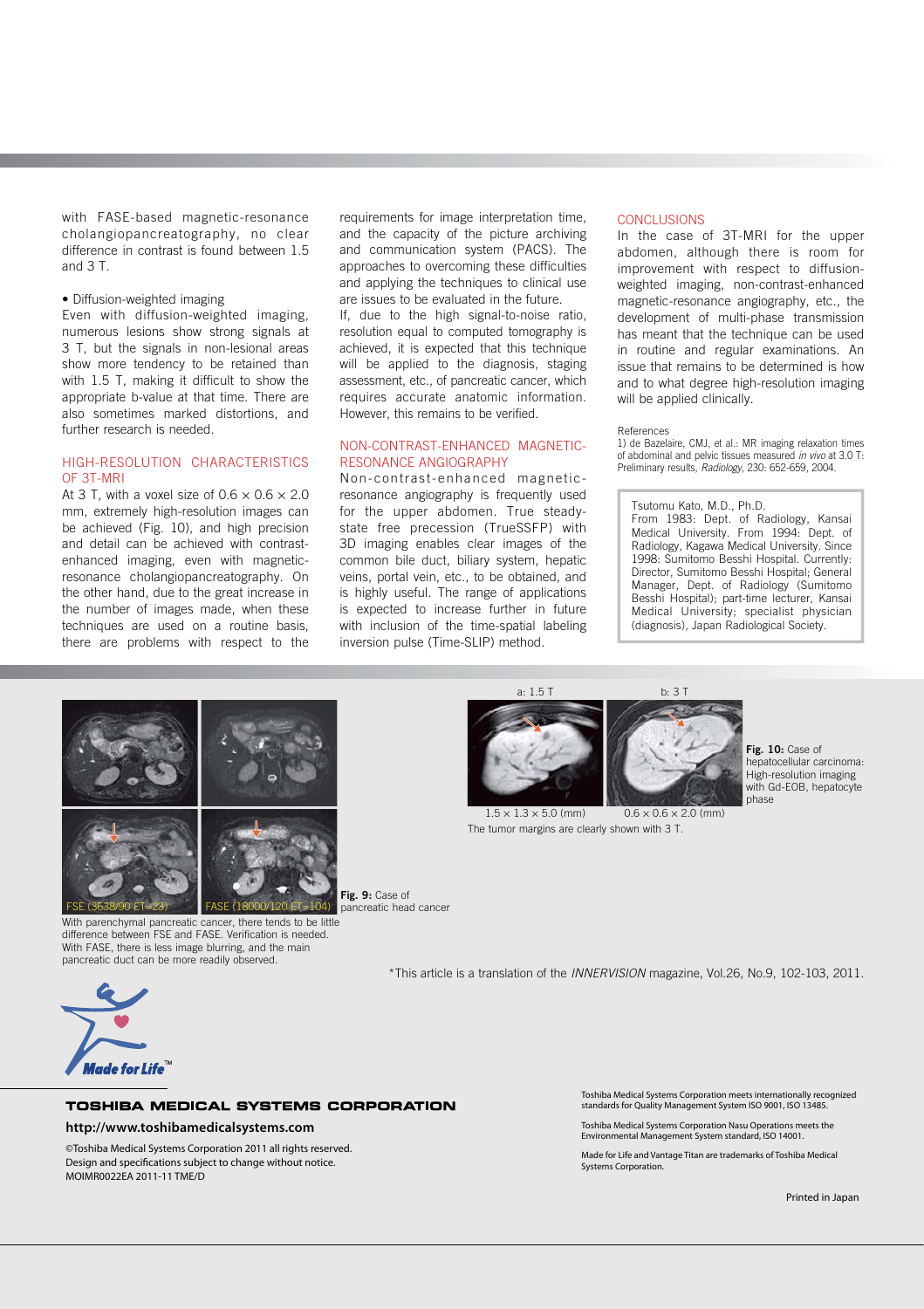with FASE-based magnetic-resonance cholangiopancreatography, no clear difference in contrast is found between 1.5 and 3 T.

• Diffusion-weighted imaging

Even with diffusion-weighted imaging, numerous lesions show strong signals at 3 T, but the signals in non-lesional areas show more tendency to be retained than with 1.5 T, making it difficult to show the appropriate b-value at that time. There are also sometimes marked distortions, and further research is needed.

## HIGH-RESOLUTION CHARACTERISTICS OF 3T-MRI

At 3 T, with a voxel size of 0.6 × 0.6 × 2.0 mm, extremely high-resolution images can be achieved (Fig. 10), and high precision and detail can be achieved with contrast-enhanced imaging, even with magnetic-resonance cholangiopancreatography. On the other hand, due to the great increase in the number of images made, when these techniques are used on a routine basis, there are problems with respect to the requirements for image interpretation time, and the capacity of the picture archiving and communication system (PACS). The approaches to overcoming these difficulties and applying the techniques to clinical use are issues to be evaluated in the future.

If, due to the high signal-to-noise ratio, resolution equal to computed tomography is achieved, it is expected that this technique will be applied to the diagnosis, staging assessment, etc., of pancreatic cancer, which requires accurate anatomic information. However, this remains to be verified.

## NON-CONTRAST-ENHANCED MAGNETIC-RESONANCE ANGIOGRAPHY

Non-contrast-enhanced magnetic-resonance angiography is frequently used for the upper abdomen. True steady-state free precession (TrueSSFP) with 3D imaging enables clear images of the common bile duct, biliary system, hepatic veins, portal vein, etc., to be obtained, and is highly useful. The range of applications is expected to increase further in future with inclusion of the time-spatial labeling inversion pulse (Time-SLIP) method.

## CONCLUSIONS

In the case of 3T-MRI for the upper abdomen, although there is room for improvement with respect to diffusion-weighted imaging, non-contrast-enhanced magnetic-resonance angiography, etc., the development of multi-phase transmission has meant that the technique can be used in routine and regular examinations. An issue that remains to be determined is how and to what degree high-resolution imaging will be applied clinically.

References

1) de Bazelaire, CMJ, et al.: MR imaging relaxation times of abdominal and pelvic tissues measured *in vivo* at 3.0 T: Preliminary results, *Radiology*, 230: 652-659, 2004.

Tsutomu Kato, M.D., Ph.D.
From 1983: Dept. of Radiology, Kansai Medical University. From 1994: Dept. of Radiology, Kagawa Medical University. Since 1998: Sumitomo Besshi Hospital. Currently: Director, Sumitomo Besshi Hospital; General Manager, Dept. of Radiology (Sumitomo Besshi Hospital); part-time lecturer, Kansai Medical University; specialist physician (diagnosis), Japan Radiological Society.

FSE (3638/90 ET=23)

FASE (18000/120 ET=104)

**Fig. 9:** Case of pancreatic head cancer

With parenchymal pancreatic cancer, there tends to be little difference between FSE and FASE. Verification is needed. With FASE, there is less image blurring, and the main pancreatic duct can be more readily observed.

a: 1.5 T

b: 3 T

1.5 × 1.3 × 5.0 (mm)

0.6 × 0.6 × 2.0 (mm)

The tumor margins are clearly shown with 3 T.

**Fig. 10:** Case of hepatocellular carcinoma: High-resolution imaging with Gd-EOB, hepatocyte phase

*This article is a translation of the *INNERVISION* magazine, Vol.26, No.9, 102-103, 2011.

Made for Life™

**TOSHIBA MEDICAL SYSTEMS CORPORATION**

**http://www.toshibamedicalsystems.com**

©Toshiba Medical Systems Corporation 2011 all rights reserved.
Design and specifications subject to change without notice.
MOIMR0022EA 2011-11 TME/D

Toshiba Medical Systems Corporation meets internationally recognized standards for Quality Management System ISO 9001, ISO 13485.

Toshiba Medical Systems Corporation Nasu Operations meets the Environmental Management System standard, ISO 14001.

Made for Life and Vantage Titan are trademarks of Toshiba Medical Systems Corporation.

Printed in Japan